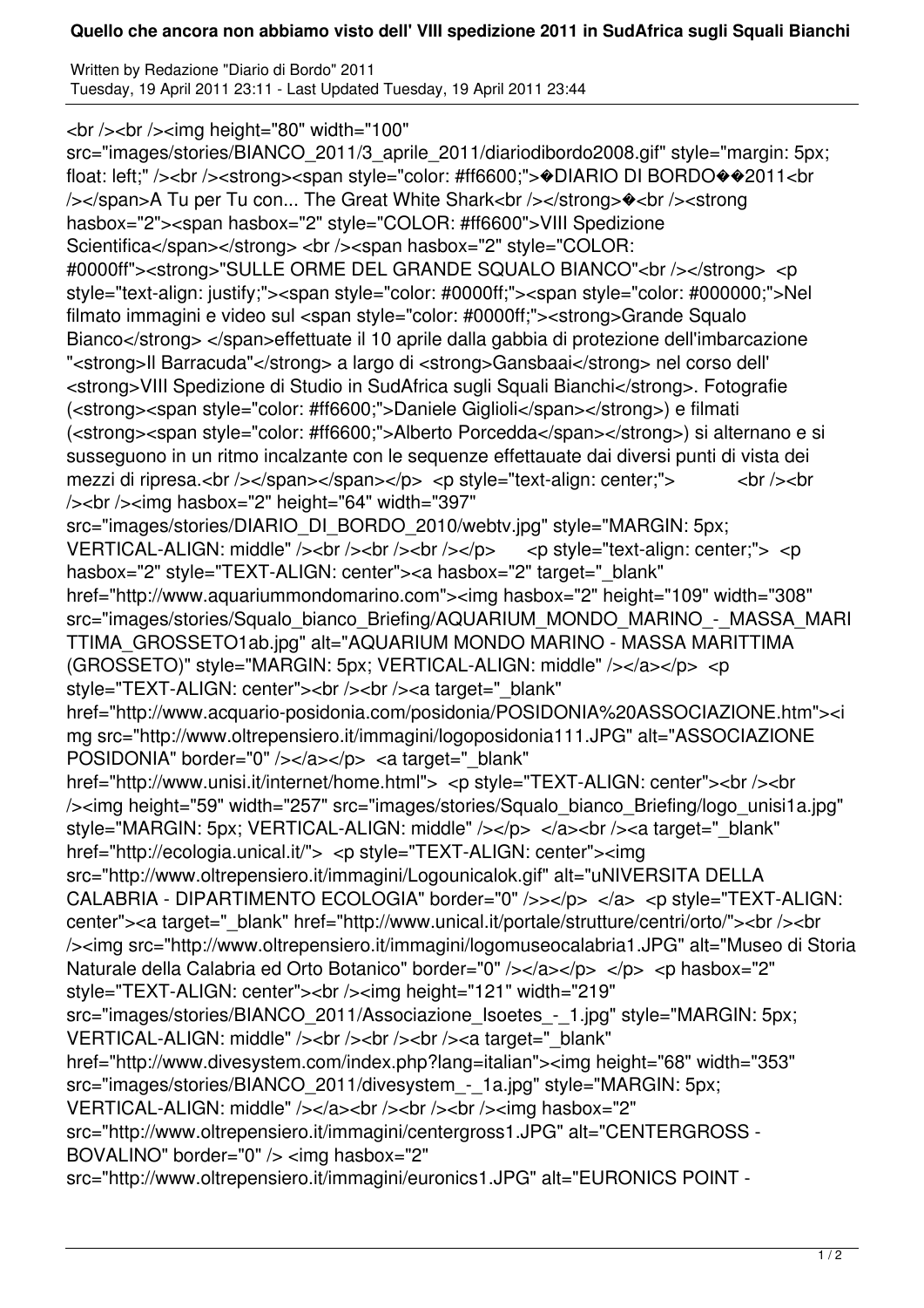# Quello che ancora non abbiamo visto dell' VIII spedizione 2011 in SudAfrica sugli Squali Bianchi

Written by Redazione "Diario di Bordo" 2011
Tuesday, 19 April 2011 23:11 - Last Updated Tuesday, 19 April 2011 23:44

<br /><br /><img height="80" width="100" src="images/stories/BIANCO_2011/3_aprile_2011/diariodibordo2008.gif" style="margin: 5px; float: left;" /><br /><strong><span style="color: #ff6600;">�DIARIO DI BORDO��2011<br /></span>A Tu per Tu con... The Great White Shark<br /></strong>�<br /><strong hasbox="2"><span hasbox="2" style="COLOR: #ff6600">VIII Spedizione Scientifica</span></strong> <br /><span hasbox="2" style="COLOR: #0000ff"><strong>"SULLE ORME DEL GRANDE SQUALO BIANCO"<br /></strong> <p style="text-align: justify;"><span style="color: #0000ff;"><span style="color: #000000;">Nel filmato immagini e video sul <span style="color: #0000ff;"><strong>Grande Squalo Bianco</strong> </span>effettuate il 10 aprile dalla gabbia di protezione dell'imbarcazione "<strong>Il Barracuda"</strong> a largo di <strong>Gansbaai</strong> nel corso dell' <strong>VIII Spedizione di Studio in SudAfrica sugli Squali Bianchi</strong>. Fotografie (<strong><span style="color: #ff6600;">Daniele Giglioli</span></strong>) e filmati (<strong><span style="color: #ff6600;">Alberto Porcedda</span></strong>) si alternano e si susseguono in un ritmo incalzante con le sequenze effettauate dai diversi punti di vista dei mezzi di ripresa.<br /></span></span></p> <p style="text-align: center;"> <br /><br /><br /><img hasbox="2" height="64" width="397" src="images/stories/DIARIO_DI_BORDO_2010/webtv.jpg" style="MARGIN: 5px; VERTICAL-ALIGN: middle" /><br /><br /><br /></p> <p style="text-align: center;"> <p hasbox="2" style="TEXT-ALIGN: center"><a hasbox="2" target="_blank" href="http://www.aquariummondomarino.com"><img hasbox="2" height="109" width="308" src="images/stories/Squalo_bianco_Briefing/AQUARIUM_MONDO_MARINO_-_MASSA_MARITTIMA_GROSSETO1ab.jpg" alt="AQUARIUM MONDO MARINO - MASSA MARITTIMA (GROSSETO)" style="MARGIN: 5px; VERTICAL-ALIGN: middle" /></a></p> <p style="TEXT-ALIGN: center"><br /><br /><a target="_blank" href="http://www.acquario-posidonia.com/posidonia/POSIDONIA%20ASSOCIAZIONE.htm"><img src="http://www.oltrepensiero.it/immagini/logoposidonia111.JPG" alt="ASSOCIAZIONE POSIDONIA" border="0" /></a></p> <a target="_blank" href="http://www.unisi.it/internet/home.html"> <p style="TEXT-ALIGN: center"><br /><br /><img height="59" width="257" src="images/stories/Squalo_bianco_Briefing/logo_unisi1a.jpg" style="MARGIN: 5px; VERTICAL-ALIGN: middle" /></p> </a><br /><a target="_blank" href="http://ecologia.unical.it/"> <p style="TEXT-ALIGN: center"><img src="http://www.oltrepensiero.it/immagini/Logounicalok.gif" alt="uNIVERSITA DELLA CALABRIA - DIPARTIMENTO ECOLOGIA" border="0" />></p> </a> <p style="TEXT-ALIGN: center"><a target="_blank" href="http://www.unical.it/portale/strutture/centri/orto/"><br /><br /><img src="http://www.oltrepensiero.it/immagini/logomuseocalabria1.JPG" alt="Museo di Storia Naturale della Calabria ed Orto Botanico" border="0" /></a></p> </p> <p hasbox="2" style="TEXT-ALIGN: center"><br /><img height="121" width="219" src="images/stories/BIANCO_2011/Associazione_Isoetes_-_1.jpg" style="MARGIN: 5px; VERTICAL-ALIGN: middle" /><br /><br /><br /><a target="_blank" href="http://www.divesystem.com/index.php?lang=italian"><img height="68" width="353" src="images/stories/BIANCO_2011/divesystem_-_1a.jpg" style="MARGIN: 5px; VERTICAL-ALIGN: middle" /></a><br /><br /><br /><img hasbox="2" src="http://www.oltrepensiero.it/immagini/centergross1.JPG" alt="CENTERGROSS - BOVALINO" border="0" /> <img hasbox="2" src="http://www.oltrepensiero.it/immagini/euronics1.JPG" alt="EURONICS POINT -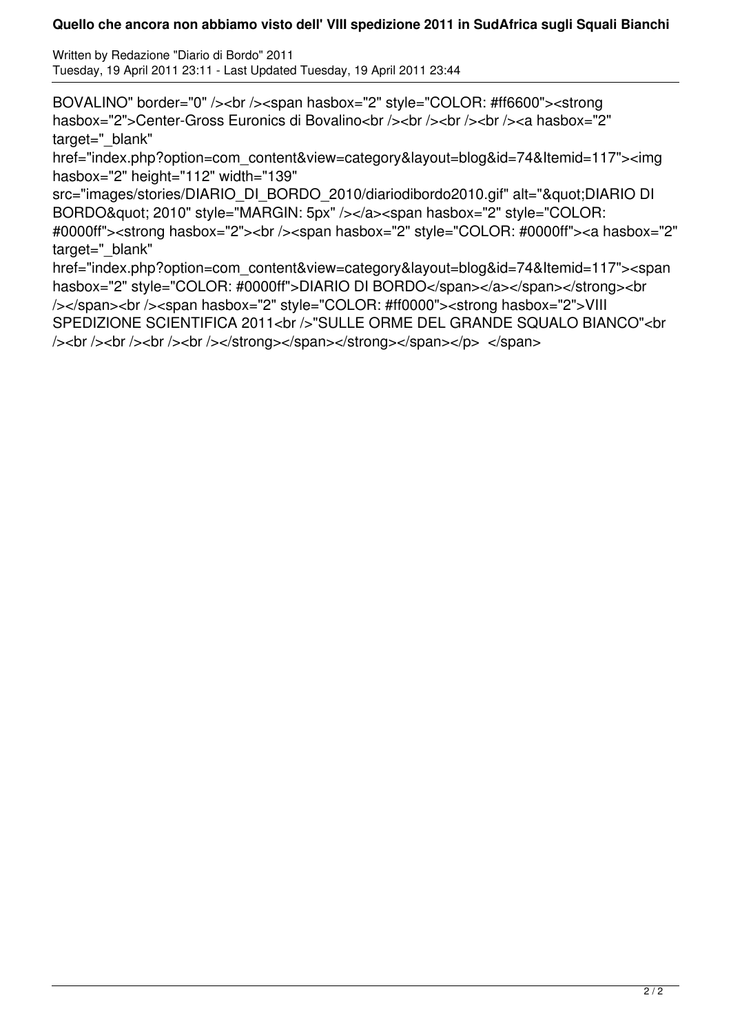BOVALINO" border="0" /><br /><span hasbox="2" style="COLOR: #ff6600"><strong hasbox="2">Center-Gross Euronics di Bovalino<br /><br /><br /><br /><a hasbox="2" target="_blank" href="index.php?option=com_content&view=category&layout=blog&id=74&Itemid=117"><img hasbox="2" height="112" width="139" src="images/stories/DIARIO_DI_BORDO_2010/diariodibordo2010.gif" alt="&quot;DIARIO DI BORDO&quot; 2010" style="MARGIN: 5px" /></a><span hasbox="2" style="COLOR: #0000ff"><strong hasbox="2"><br /><span hasbox="2" style="COLOR: #0000ff"><a hasbox="2" target="_blank" href="index.php?option=com_content&view=category&layout=blog&id=74&Itemid=117"><span hasbox="2" style="COLOR: #0000ff">DIARIO DI BORDO</span></a></span></strong><br /></span><br /><span hasbox="2" style="COLOR: #ff0000"><strong hasbox="2">VIII SPEDIZIONE SCIENTIFICA 2011<br />"SULLE ORME DEL GRANDE SQUALO BIANCO"<br /><br /><br /><br /><br /></strong></span></strong></span></p> </span>